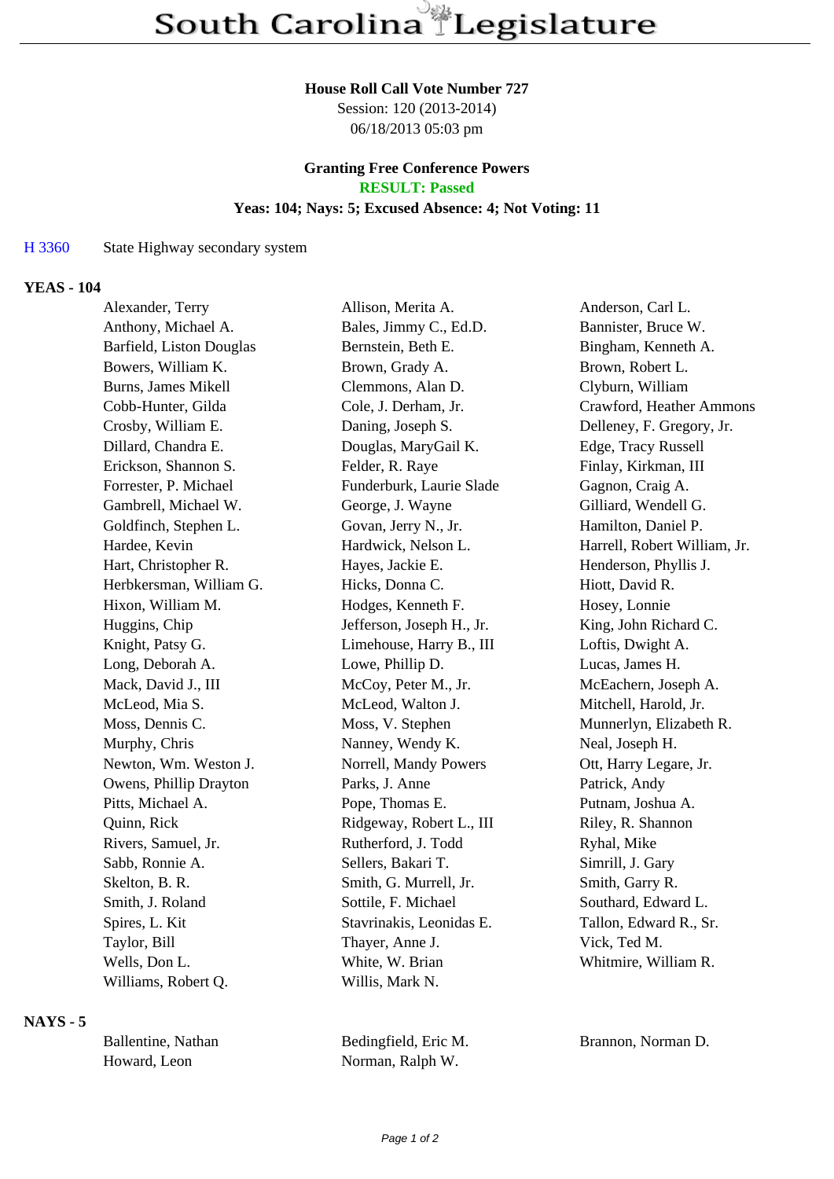# South Carolina Legislature

**House Roll Call Vote Number 727**
Session: 120 (2013-2014)
06/18/2013 05:03 pm

**Granting Free Conference Powers**
**RESULT: Passed**
**Yeas: 104; Nays: 5; Excused Absence: 4; Not Voting: 11**

H 3360 State Highway secondary system

## YEAS - 104

| | | |
|---|---|---|
| Alexander, Terry | Allison, Merita A. | Anderson, Carl L. |
| Anthony, Michael A. | Bales, Jimmy C., Ed.D. | Bannister, Bruce W. |
| Barfield, Liston Douglas | Bernstein, Beth E. | Bingham, Kenneth A. |
| Bowers, William K. | Brown, Grady A. | Brown, Robert L. |
| Burns, James Mikell | Clemmons, Alan D. | Clyburn, William |
| Cobb-Hunter, Gilda | Cole, J. Derham, Jr. | Crawford, Heather Ammons |
| Crosby, William E. | Daning, Joseph S. | Delleney, F. Gregory, Jr. |
| Dillard, Chandra E. | Douglas, MaryGail K. | Edge, Tracy Russell |
| Erickson, Shannon S. | Felder, R. Raye | Finlay, Kirkman, III |
| Forrester, P. Michael | Funderburk, Laurie Slade | Gagnon, Craig A. |
| Gambrell, Michael W. | George, J. Wayne | Gilliard, Wendell G. |
| Goldfinch, Stephen L. | Govan, Jerry N., Jr. | Hamilton, Daniel P. |
| Hardee, Kevin | Hardwick, Nelson L. | Harrell, Robert William, Jr. |
| Hart, Christopher R. | Hayes, Jackie E. | Henderson, Phyllis J. |
| Herbkersman, William G. | Hicks, Donna C. | Hiott, David R. |
| Hixon, William M. | Hodges, Kenneth F. | Hosey, Lonnie |
| Huggins, Chip | Jefferson, Joseph H., Jr. | King, John Richard C. |
| Knight, Patsy G. | Limehouse, Harry B., III | Loftis, Dwight A. |
| Long, Deborah A. | Lowe, Phillip D. | Lucas, James H. |
| Mack, David J., III | McCoy, Peter M., Jr. | McEachern, Joseph A. |
| McLeod, Mia S. | McLeod, Walton J. | Mitchell, Harold, Jr. |
| Moss, Dennis C. | Moss, V. Stephen | Munnerlyn, Elizabeth R. |
| Murphy, Chris | Nanney, Wendy K. | Neal, Joseph H. |
| Newton, Wm. Weston J. | Norrell, Mandy Powers | Ott, Harry Legare, Jr. |
| Owens, Phillip Drayton | Parks, J. Anne | Patrick, Andy |
| Pitts, Michael A. | Pope, Thomas E. | Putnam, Joshua A. |
| Quinn, Rick | Ridgeway, Robert L., III | Riley, R. Shannon |
| Rivers, Samuel, Jr. | Rutherford, J. Todd | Ryhal, Mike |
| Sabb, Ronnie A. | Sellers, Bakari T. | Simrill, J. Gary |
| Skelton, B. R. | Smith, G. Murrell, Jr. | Smith, Garry R. |
| Smith, J. Roland | Sottile, F. Michael | Southard, Edward L. |
| Spires, L. Kit | Stavrinakis, Leonidas E. | Tallon, Edward R., Sr. |
| Taylor, Bill | Thayer, Anne J. | Vick, Ted M. |
| Wells, Don L. | White, W. Brian | Whitmire, William R. |
| Williams, Robert Q. | Willis, Mark N. | |

## NAYS - 5

| | | |
|---|---|---|
| Ballentine, Nathan | Bedingfield, Eric M. | Brannon, Norman D. |
| Howard, Leon | Norman, Ralph W. | |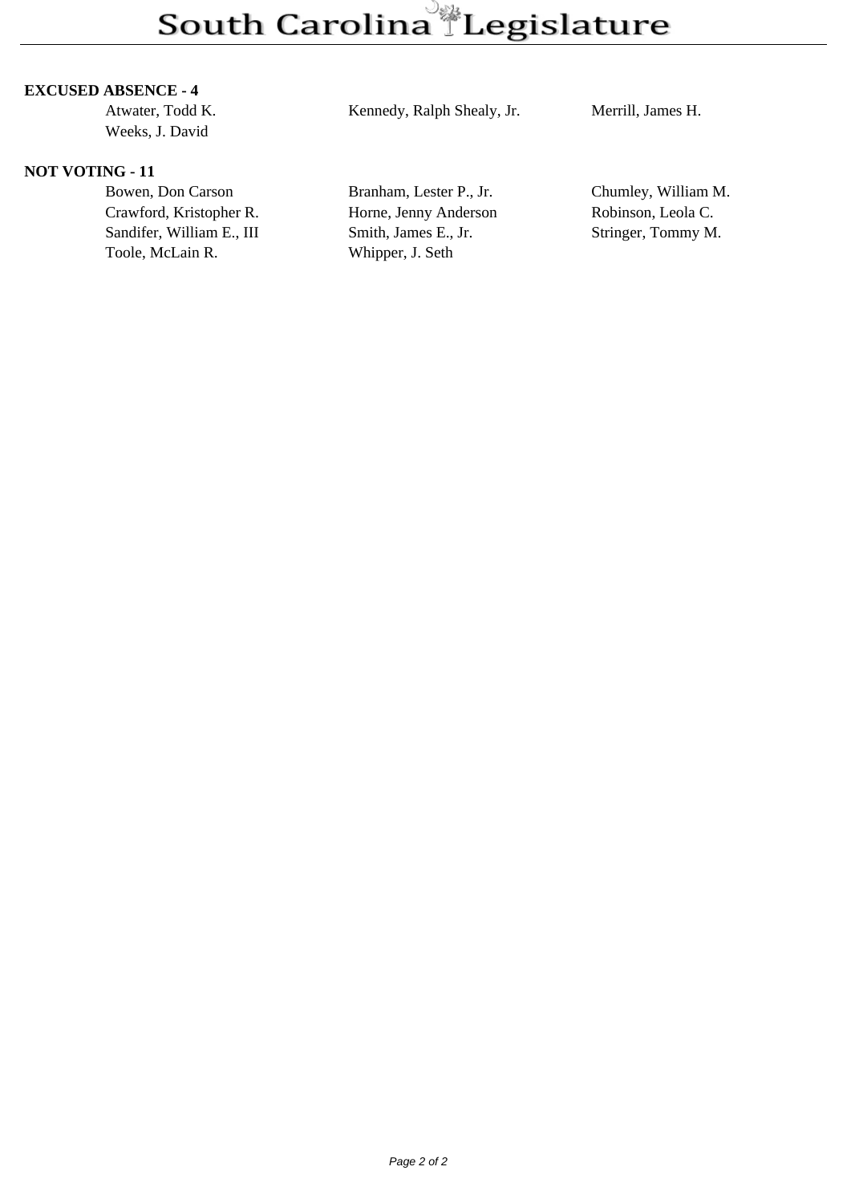**EXCUSED ABSENCE - 4**

| | | |
|---|---|---|
| Atwater, Todd K. | Kennedy, Ralph Shealy, Jr. | Merrill, James H. |
| Weeks, J. David | | |

**NOT VOTING - 11**

| | | |
|---|---|---|
| Bowen, Don Carson | Branham, Lester P., Jr. | Chumley, William M. |
| Crawford, Kristopher R. | Horne, Jenny Anderson | Robinson, Leola C. |
| Sandifer, William E., III | Smith, James E., Jr. | Stringer, Tommy M. |
| Toole, McLain R. | Whipper, J. Seth | |